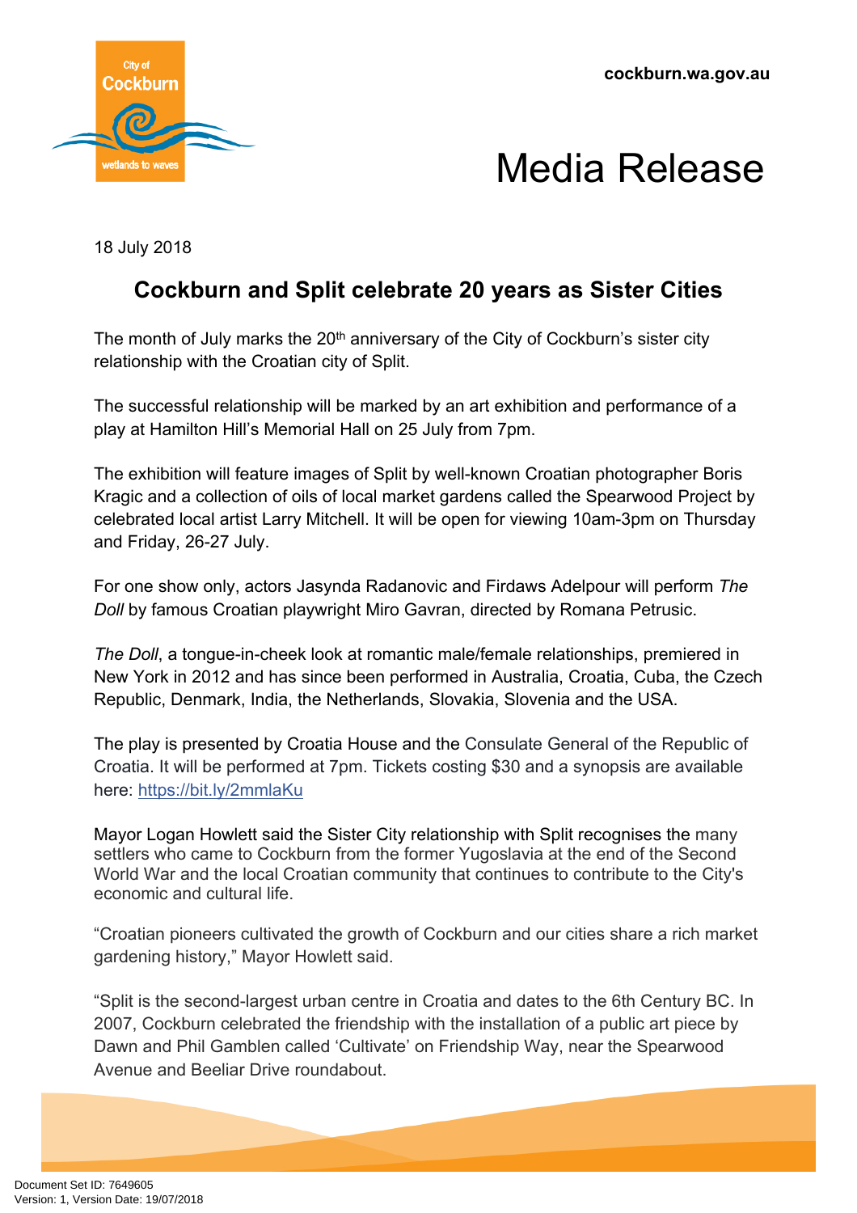cockburn.wa.gov.au

# Media Release

18 July 2018

## Cockburn and Split celebrate 20 years as Sister Cities

The month of July marks the 20th anniversary of the City of Cockburn's sister city relationship with the Croatian city of Split.

The successful relationship will be marked by an art exhibition and performance of a play at Hamilton Hill's Memorial Hall on 25 July from 7pm.

The exhibition will feature images of Split by well-known Croatian photographer Boris Kragic and a collection of oils of local market gardens called the Spearwood Project by celebrated local artist Larry Mitchell. It will be open for viewing 10am-3pm on Thursday and Friday, 26-27 July.

For one show only, actors Jasynda Radanovic and Firdaws Adelpour will perform *The Doll* by famous Croatian playwright Miro Gavran, directed by Romana Petrusic.

*The Doll*, a tongue-in-cheek look at romantic male/female relationships, premiered in New York in 2012 and has since been performed in Australia, Croatia, Cuba, the Czech Republic, Denmark, India, the Netherlands, Slovakia, Slovenia and the USA.

The play is presented by Croatia House and the Consulate General of the Republic of Croatia. It will be performed at 7pm. Tickets costing $30 and a synopsis are available here: [https://bit.ly/2mmlaKu](https://bit.ly/2mmlaKu)

Mayor Logan Howlett said the Sister City relationship with Split recognises the many settlers who came to Cockburn from the former Yugoslavia at the end of the Second World War and the local Croatian community that continues to contribute to the City's economic and cultural life.

"Croatian pioneers cultivated the growth of Cockburn and our cities share a rich market gardening history," Mayor Howlett said.

"Split is the second-largest urban centre in Croatia and dates to the 6th Century BC. In 2007, Cockburn celebrated the friendship with the installation of a public art piece by Dawn and Phil Gamblen called 'Cultivate' on Friendship Way, near the Spearwood Avenue and Beeliar Drive roundabout.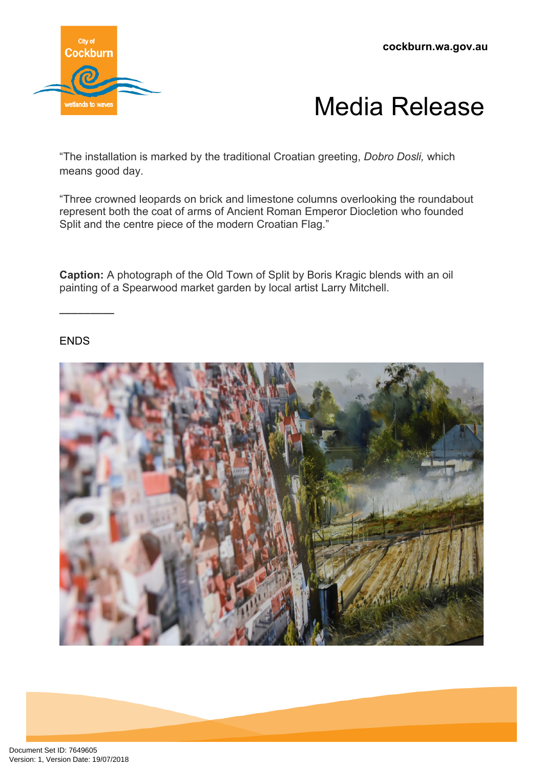“The installation is marked by the traditional Croatian greeting, *Dobro Dosli,* which means good day.

“Three crowned leopards on brick and limestone columns overlooking the roundabout represent both the coat of arms of Ancient Roman Emperor Diocletion who founded Split and the centre piece of the modern Croatian Flag.”

**Caption:** A photograph of the Old Town of Split by Boris Kragic blends with an oil painting of a Spearwood market garden by local artist Larry Mitchell.

\_\_\_\_\_\_\_\_\_

ENDS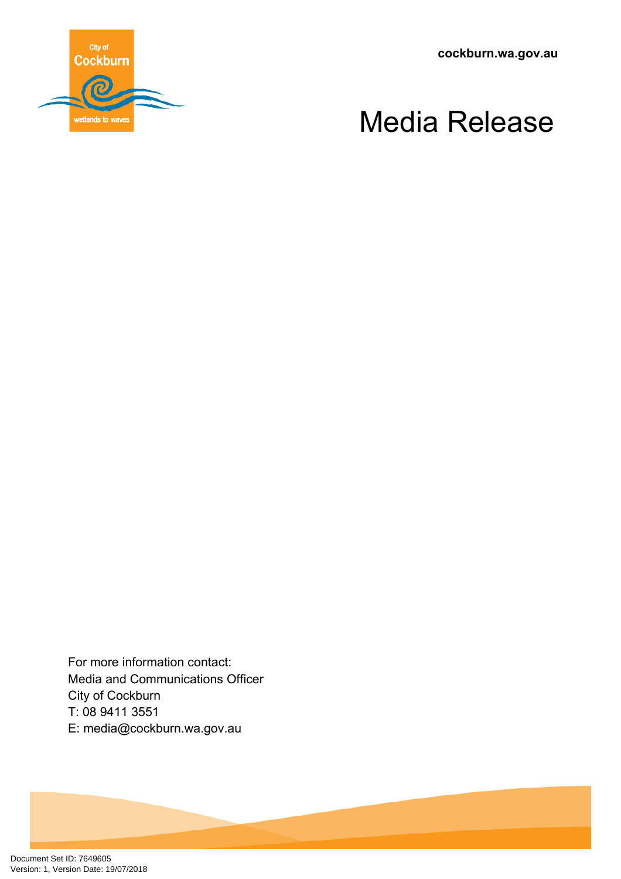cockburn.wa.gov.au

# Media Release

For more information contact:
Media and Communications Officer
City of Cockburn
T: 08 9411 3551
E: media@cockburn.wa.gov.au

Document Set ID: 7649605
Version: 1, Version Date: 19/07/2018